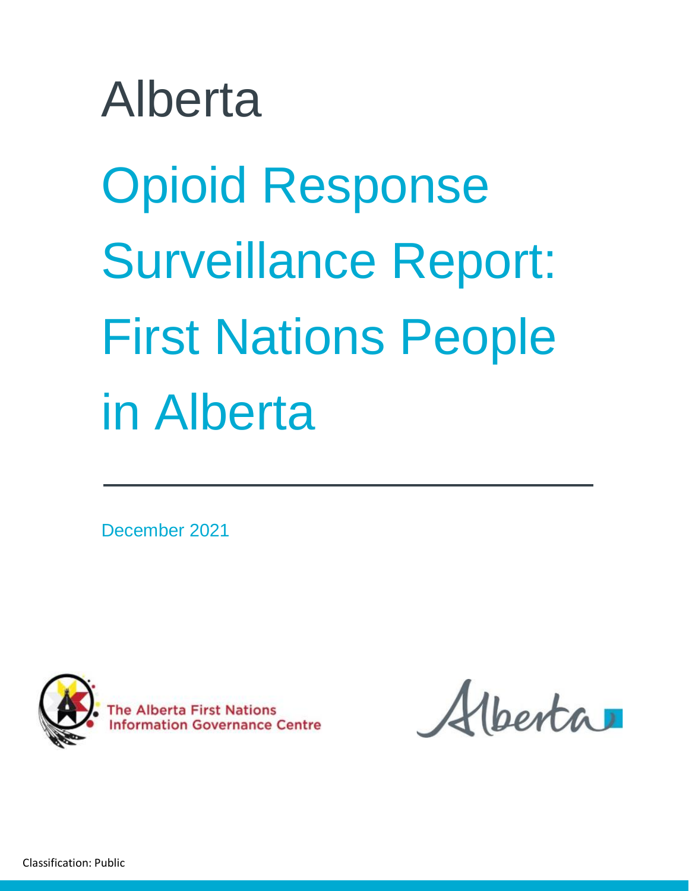Alberta

# Opioid Response Surveillance Report: First Nations People in Alberta

December 2021

The Alberta First Nations Information Governance Centre

Alberta

Classification: Public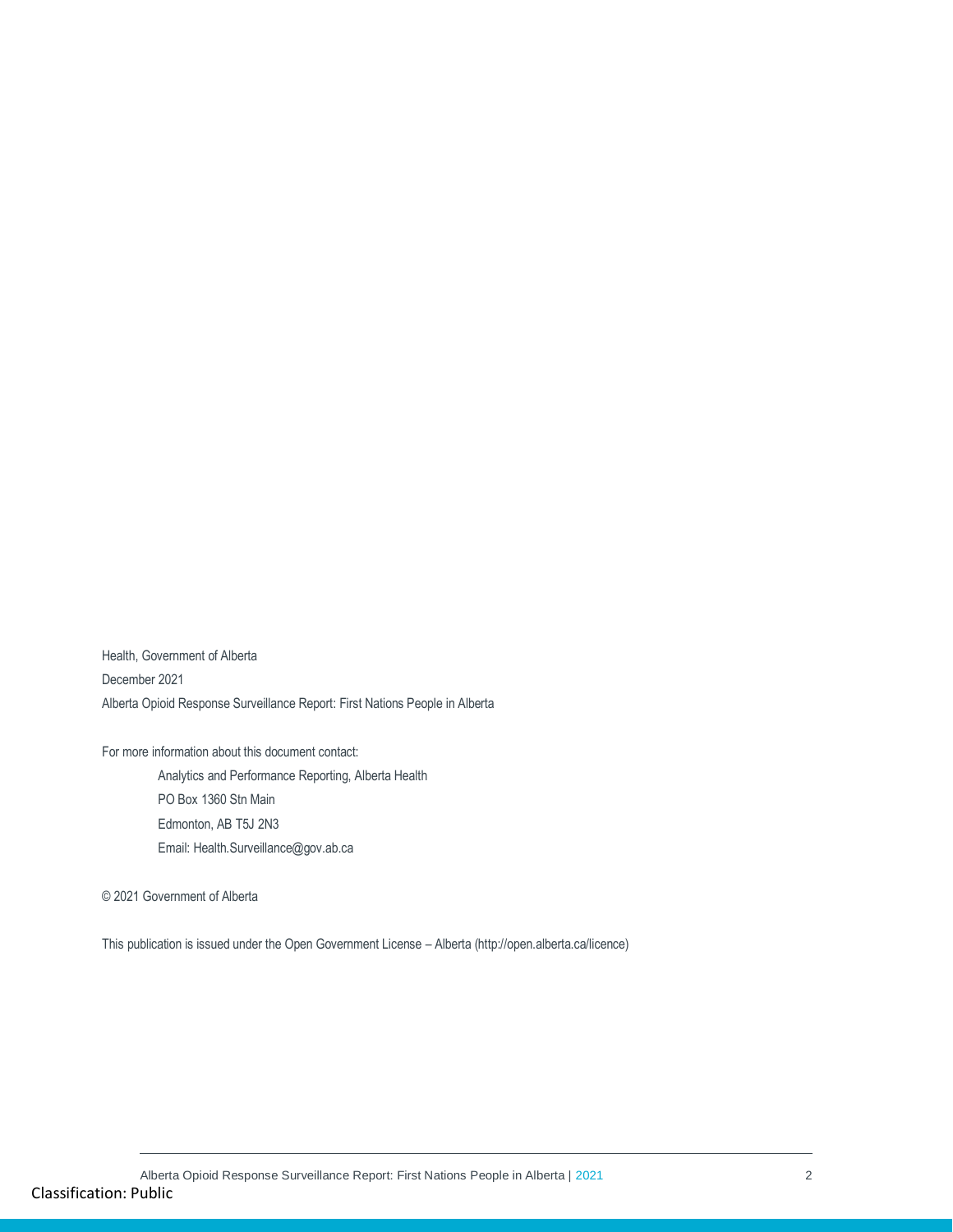Health, Government of Alberta

December 2021

Alberta Opioid Response Surveillance Report: First Nations People in Alberta

For more information about this document contact:

Analytics and Performance Reporting, Alberta Health

PO Box 1360 Stn Main

Edmonton, AB T5J 2N3

Email: Health.Surveillance@gov.ab.ca

© 2021 Government of Alberta

This publication is issued under the Open Government License – Alberta (http://open.alberta.ca/licence)

Classification: Public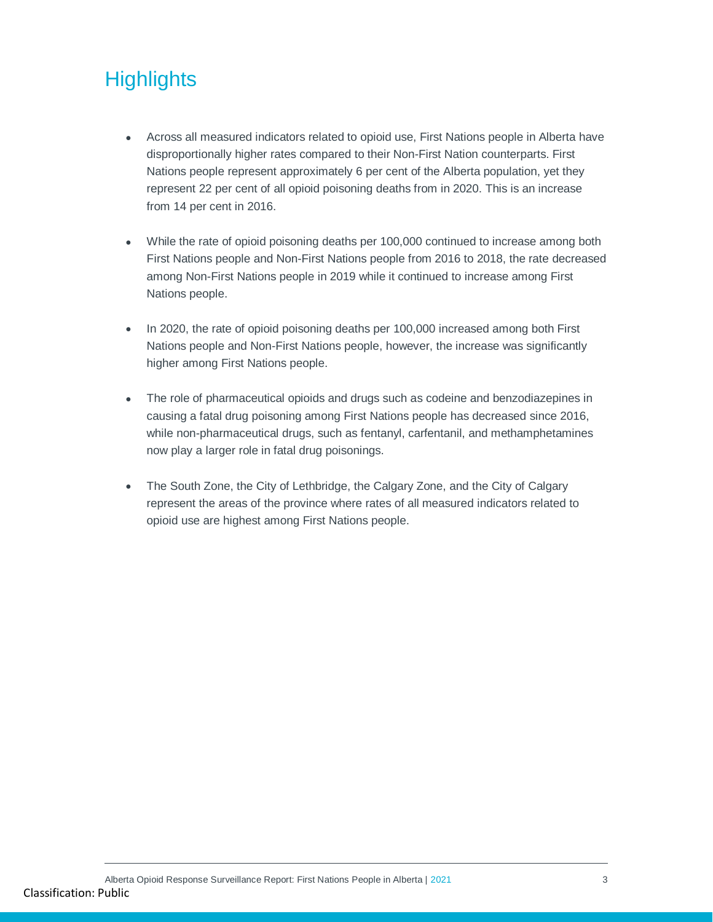# Highlights

- Across all measured indicators related to opioid use, First Nations people in Alberta have disproportionally higher rates compared to their Non-First Nation counterparts. First Nations people represent approximately 6 per cent of the Alberta population, yet they represent 22 per cent of all opioid poisoning deaths from in 2020. This is an increase from 14 per cent in 2016.

- While the rate of opioid poisoning deaths per 100,000 continued to increase among both First Nations people and Non-First Nations people from 2016 to 2018, the rate decreased among Non-First Nations people in 2019 while it continued to increase among First Nations people.

- In 2020, the rate of opioid poisoning deaths per 100,000 increased among both First Nations people and Non-First Nations people, however, the increase was significantly higher among First Nations people.

- The role of pharmaceutical opioids and drugs such as codeine and benzodiazepines in causing a fatal drug poisoning among First Nations people has decreased since 2016, while non-pharmaceutical drugs, such as fentanyl, carfentanil, and methamphetamines now play a larger role in fatal drug poisonings.

- The South Zone, the City of Lethbridge, the Calgary Zone, and the City of Calgary represent the areas of the province where rates of all measured indicators related to opioid use are highest among First Nations people.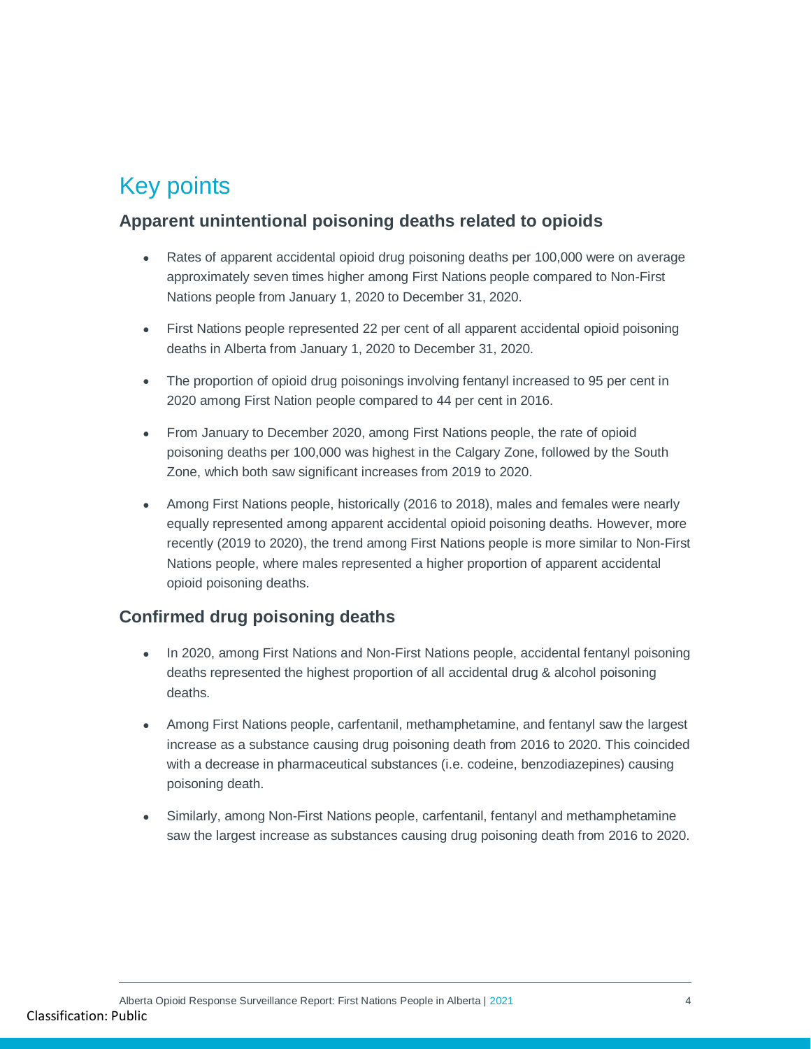# Key points

## Apparent unintentional poisoning deaths related to opioids

- Rates of apparent accidental opioid drug poisoning deaths per 100,000 were on average approximately seven times higher among First Nations people compared to Non-First Nations people from January 1, 2020 to December 31, 2020.
- First Nations people represented 22 per cent of all apparent accidental opioid poisoning deaths in Alberta from January 1, 2020 to December 31, 2020.
- The proportion of opioid drug poisonings involving fentanyl increased to 95 per cent in 2020 among First Nation people compared to 44 per cent in 2016.
- From January to December 2020, among First Nations people, the rate of opioid poisoning deaths per 100,000 was highest in the Calgary Zone, followed by the South Zone, which both saw significant increases from 2019 to 2020.
- Among First Nations people, historically (2016 to 2018), males and females were nearly equally represented among apparent accidental opioid poisoning deaths. However, more recently (2019 to 2020), the trend among First Nations people is more similar to Non-First Nations people, where males represented a higher proportion of apparent accidental opioid poisoning deaths.

## Confirmed drug poisoning deaths

- In 2020, among First Nations and Non-First Nations people, accidental fentanyl poisoning deaths represented the highest proportion of all accidental drug & alcohol poisoning deaths.
- Among First Nations people, carfentanil, methamphetamine, and fentanyl saw the largest increase as a substance causing drug poisoning death from 2016 to 2020. This coincided with a decrease in pharmaceutical substances (i.e. codeine, benzodiazepines) causing poisoning death.
- Similarly, among Non-First Nations people, carfentanil, fentanyl and methamphetamine saw the largest increase as substances causing drug poisoning death from 2016 to 2020.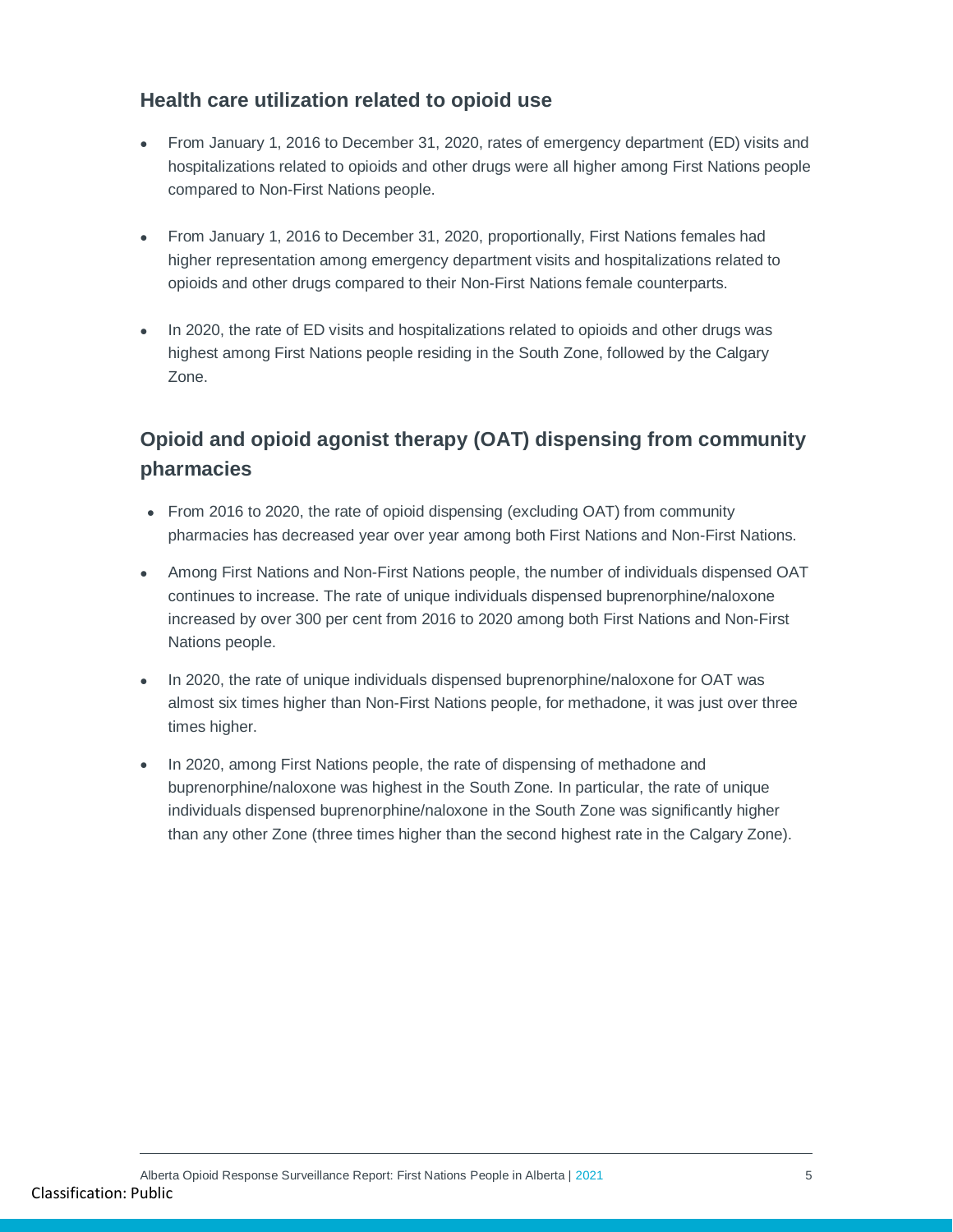## Health care utilization related to opioid use

- From January 1, 2016 to December 31, 2020, rates of emergency department (ED) visits and hospitalizations related to opioids and other drugs were all higher among First Nations people compared to Non-First Nations people.
- From January 1, 2016 to December 31, 2020, proportionally, First Nations females had higher representation among emergency department visits and hospitalizations related to opioids and other drugs compared to their Non-First Nations female counterparts.
- In 2020, the rate of ED visits and hospitalizations related to opioids and other drugs was highest among First Nations people residing in the South Zone, followed by the Calgary Zone.

## Opioid and opioid agonist therapy (OAT) dispensing from community pharmacies

- From 2016 to 2020, the rate of opioid dispensing (excluding OAT) from community pharmacies has decreased year over year among both First Nations and Non-First Nations.
- Among First Nations and Non-First Nations people, the number of individuals dispensed OAT continues to increase. The rate of unique individuals dispensed buprenorphine/naloxone increased by over 300 per cent from 2016 to 2020 among both First Nations and Non-First Nations people.
- In 2020, the rate of unique individuals dispensed buprenorphine/naloxone for OAT was almost six times higher than Non-First Nations people, for methadone, it was just over three times higher.
- In 2020, among First Nations people, the rate of dispensing of methadone and buprenorphine/naloxone was highest in the South Zone. In particular, the rate of unique individuals dispensed buprenorphine/naloxone in the South Zone was significantly higher than any other Zone (three times higher than the second highest rate in the Calgary Zone).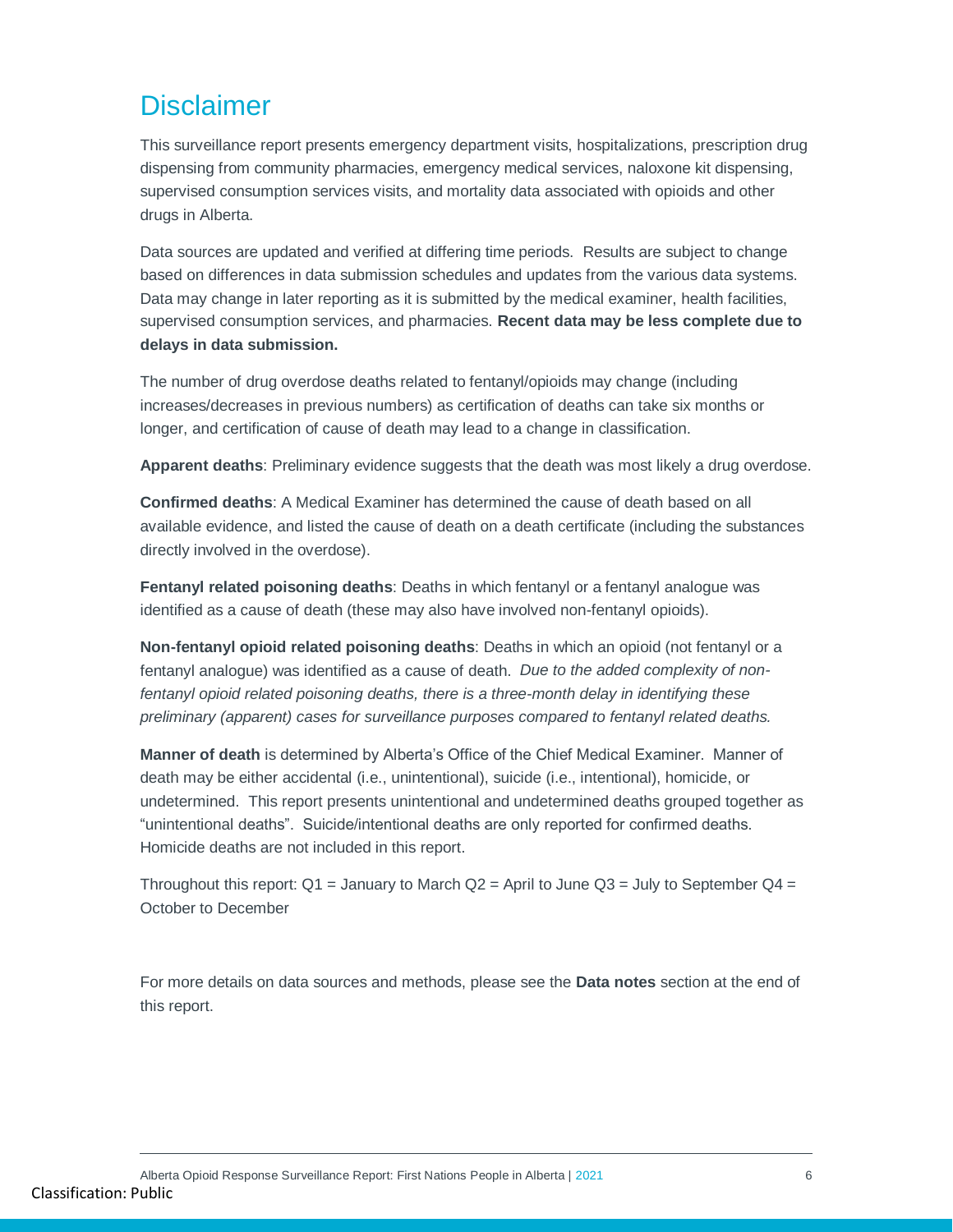# Disclaimer

This surveillance report presents emergency department visits, hospitalizations, prescription drug dispensing from community pharmacies, emergency medical services, naloxone kit dispensing, supervised consumption services visits, and mortality data associated with opioids and other drugs in Alberta.

Data sources are updated and verified at differing time periods. Results are subject to change based on differences in data submission schedules and updates from the various data systems. Data may change in later reporting as it is submitted by the medical examiner, health facilities, supervised consumption services, and pharmacies. **Recent data may be less complete due to delays in data submission.**

The number of drug overdose deaths related to fentanyl/opioids may change (including increases/decreases in previous numbers) as certification of deaths can take six months or longer, and certification of cause of death may lead to a change in classification.

**Apparent deaths**: Preliminary evidence suggests that the death was most likely a drug overdose.

**Confirmed deaths**: A Medical Examiner has determined the cause of death based on all available evidence, and listed the cause of death on a death certificate (including the substances directly involved in the overdose).

**Fentanyl related poisoning deaths**: Deaths in which fentanyl or a fentanyl analogue was identified as a cause of death (these may also have involved non-fentanyl opioids).

**Non-fentanyl opioid related poisoning deaths**: Deaths in which an opioid (not fentanyl or a fentanyl analogue) was identified as a cause of death. *Due to the added complexity of non-fentanyl opioid related poisoning deaths, there is a three-month delay in identifying these preliminary (apparent) cases for surveillance purposes compared to fentanyl related deaths.*

**Manner of death** is determined by Alberta's Office of the Chief Medical Examiner. Manner of death may be either accidental (i.e., unintentional), suicide (i.e., intentional), homicide, or undetermined. This report presents unintentional and undetermined deaths grouped together as "unintentional deaths". Suicide/intentional deaths are only reported for confirmed deaths. Homicide deaths are not included in this report.

Throughout this report: Q1 = January to March Q2 = April to June Q3 = July to September Q4 = October to December

For more details on data sources and methods, please see the **Data notes** section at the end of this report.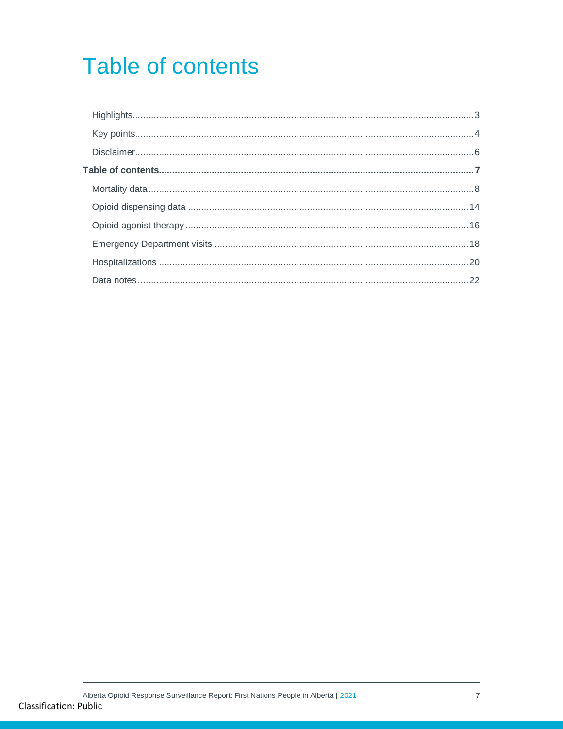# Table of contents

Highlights....................................................................................................................................3

Key points.....................................................................................................................................4

Disclaimer.....................................................................................................................................6

**Table of contents.........................................................................................................................7**

Mortality data................................................................................................................................8

Opioid dispensing data ...............................................................................................................14

Opioid agonist therapy................................................................................................................16

Emergency Department visits .....................................................................................................18

Hospitalizations ..........................................................................................................................20

Data notes..................................................................................................................................22

Classification: Public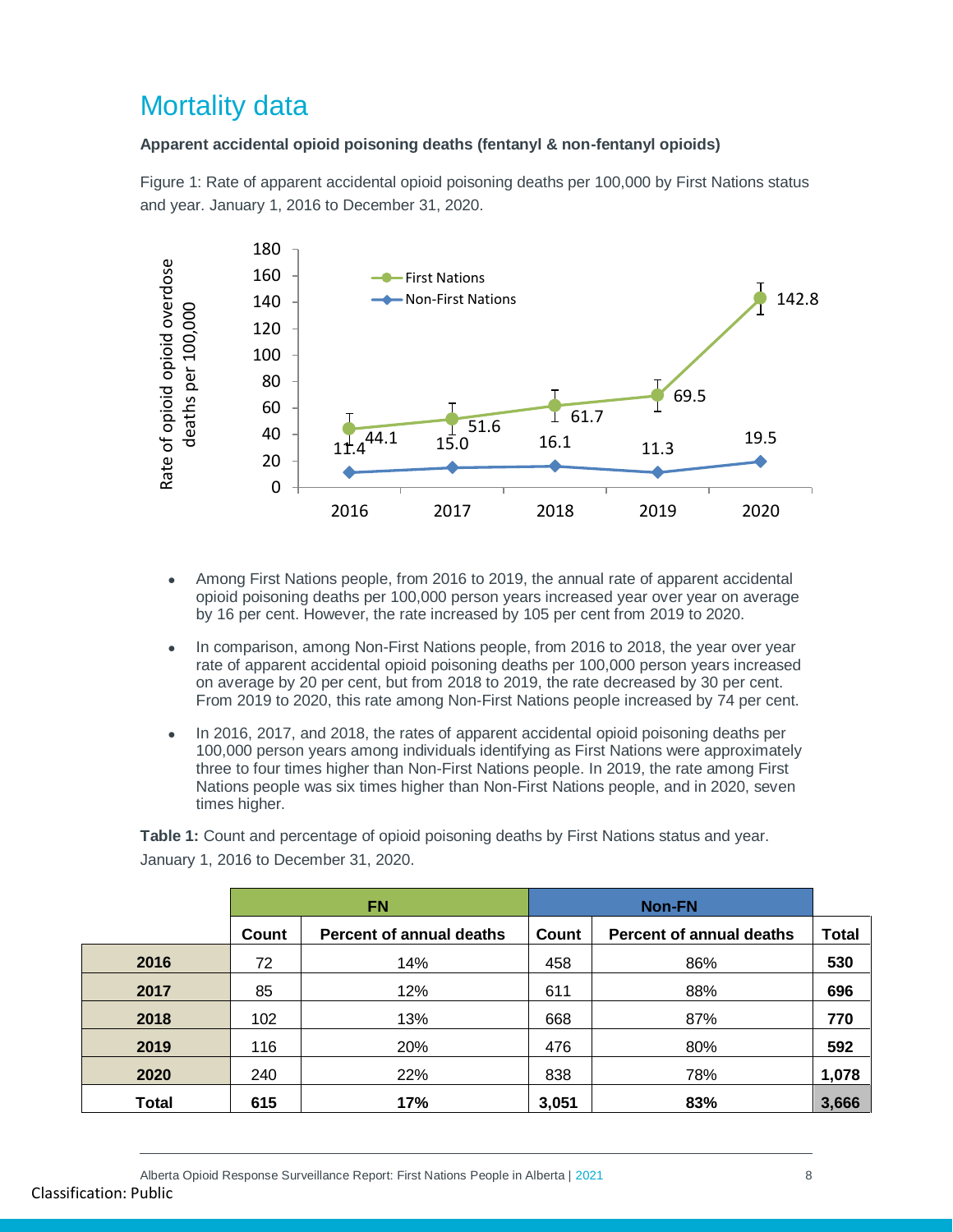# Mortality data

**Apparent accidental opioid poisoning deaths (fentanyl & non-fentanyl opioids)**

Figure 1: Rate of apparent accidental opioid poisoning deaths per 100,000 by First Nations status and year. January 1, 2016 to December 31, 2020.

- Among First Nations people, from 2016 to 2019, the annual rate of apparent accidental opioid poisoning deaths per 100,000 person years increased year over year on average by 16 per cent. However, the rate increased by 105 per cent from 2019 to 2020.
- In comparison, among Non-First Nations people, from 2016 to 2018, the year over year rate of apparent accidental opioid poisoning deaths per 100,000 person years increased on average by 20 per cent, but from 2018 to 2019, the rate decreased by 30 per cent. From 2019 to 2020, this rate among Non-First Nations people increased by 74 per cent.
- In 2016, 2017, and 2018, the rates of apparent accidental opioid poisoning deaths per 100,000 person years among individuals identifying as First Nations were approximately three to four times higher than Non-First Nations people. In 2019, the rate among First Nations people was six times higher than Non-First Nations people, and in 2020, seven times higher.

**Table 1:** Count and percentage of opioid poisoning deaths by First Nations status and year. January 1, 2016 to December 31, 2020.

| | FN | | Non-FN | | |
|---|---|---|---|---|---|
| | Count | Percent of annual deaths | Count | Percent of annual deaths | Total |
| **2016** | 72 | 14% | 458 | 86% | **530** |
| **2017** | 85 | 12% | 611 | 88% | **696** |
| **2018** | 102 | 13% | 668 | 87% | **770** |
| **2019** | 116 | 20% | 476 | 80% | **592** |
| **2020** | 240 | 22% | 838 | 78% | **1,078** |
| **Total** | **615** | **17%** | **3,051** | **83%** | **3,666** |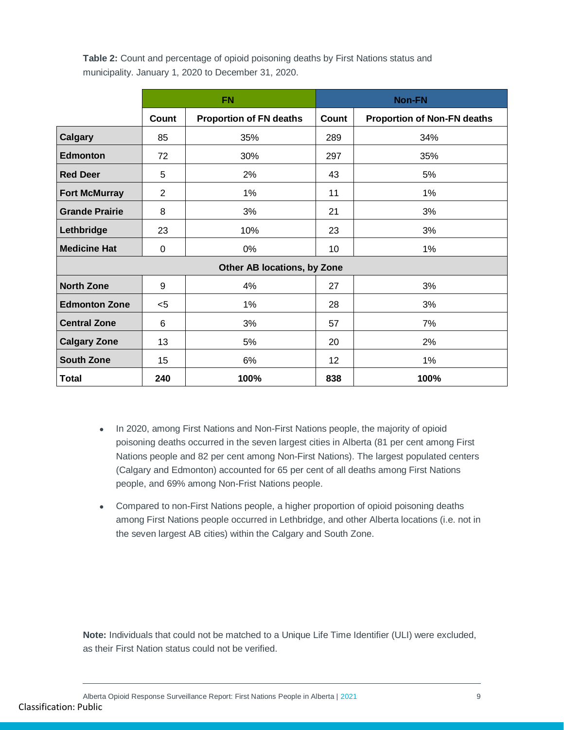**Table 2:** Count and percentage of opioid poisoning deaths by First Nations status and municipality. January 1, 2020 to December 31, 2020.

| | FN | | Non-FN | |
|---|---|---|---|---|
| | **Count** | **Proportion of FN deaths** | **Count** | **Proportion of Non-FN deaths** |
| **Calgary** | 85 | 35% | 289 | 34% |
| **Edmonton** | 72 | 30% | 297 | 35% |
| **Red Deer** | 5 | 2% | 43 | 5% |
| **Fort McMurray** | 2 | 1% | 11 | 1% |
| **Grande Prairie** | 8 | 3% | 21 | 3% |
| **Lethbridge** | 23 | 10% | 23 | 3% |
| **Medicine Hat** | 0 | 0% | 10 | 1% |
| **Other AB locations, by Zone** | | | | |
| **North Zone** | 9 | 4% | 27 | 3% |
| **Edmonton Zone** | <5 | 1% | 28 | 3% |
| **Central Zone** | 6 | 3% | 57 | 7% |
| **Calgary Zone** | 13 | 5% | 20 | 2% |
| **South Zone** | 15 | 6% | 12 | 1% |
| **Total** | **240** | **100%** | **838** | **100%** |

- In 2020, among First Nations and Non-First Nations people, the majority of opioid poisoning deaths occurred in the seven largest cities in Alberta (81 per cent among First Nations people and 82 per cent among Non-First Nations). The largest populated centers (Calgary and Edmonton) accounted for 65 per cent of all deaths among First Nations people, and 69% among Non-Frist Nations people.
- Compared to non-First Nations people, a higher proportion of opioid poisoning deaths among First Nations people occurred in Lethbridge, and other Alberta locations (i.e. not in the seven largest AB cities) within the Calgary and South Zone.

**Note:** Individuals that could not be matched to a Unique Life Time Identifier (ULI) were excluded, as their First Nation status could not be verified.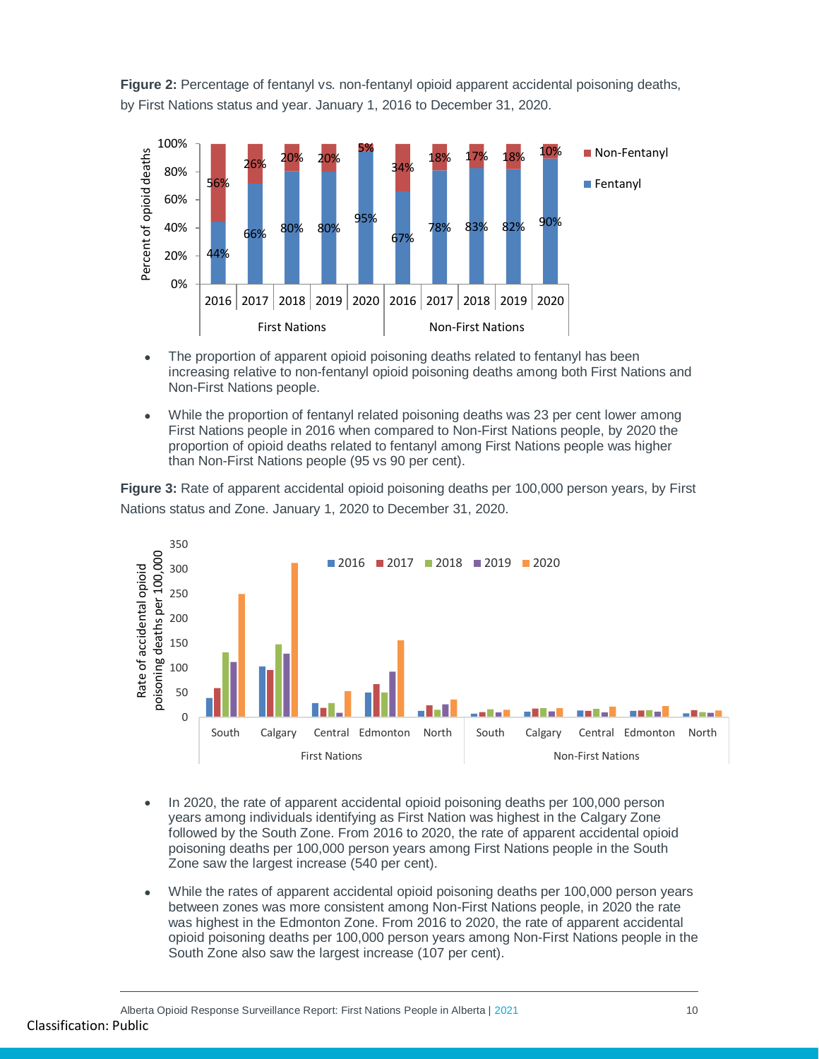**Figure 2:** Percentage of fentanyl vs. non-fentanyl opioid apparent accidental poisoning deaths, by First Nations status and year. January 1, 2016 to December 31, 2020.

- The proportion of apparent opioid poisoning deaths related to fentanyl has been increasing relative to non-fentanyl opioid poisoning deaths among both First Nations and Non-First Nations people.
- While the proportion of fentanyl related poisoning deaths was 23 per cent lower among First Nations people in 2016 when compared to Non-First Nations people, by 2020 the proportion of opioid deaths related to fentanyl among First Nations people was higher than Non-First Nations people (95 vs 90 per cent).

**Figure 3:** Rate of apparent accidental opioid poisoning deaths per 100,000 person years, by First Nations status and Zone. January 1, 2020 to December 31, 2020.

- In 2020, the rate of apparent accidental opioid poisoning deaths per 100,000 person years among individuals identifying as First Nation was highest in the Calgary Zone followed by the South Zone. From 2016 to 2020, the rate of apparent accidental opioid poisoning deaths per 100,000 person years among First Nations people in the South Zone saw the largest increase (540 per cent).
- While the rates of apparent accidental opioid poisoning deaths per 100,000 person years between zones was more consistent among Non-First Nations people, in 2020 the rate was highest in the Edmonton Zone. From 2016 to 2020, the rate of apparent accidental opioid poisoning deaths per 100,000 person years among Non-First Nations people in the South Zone also saw the largest increase (107 per cent).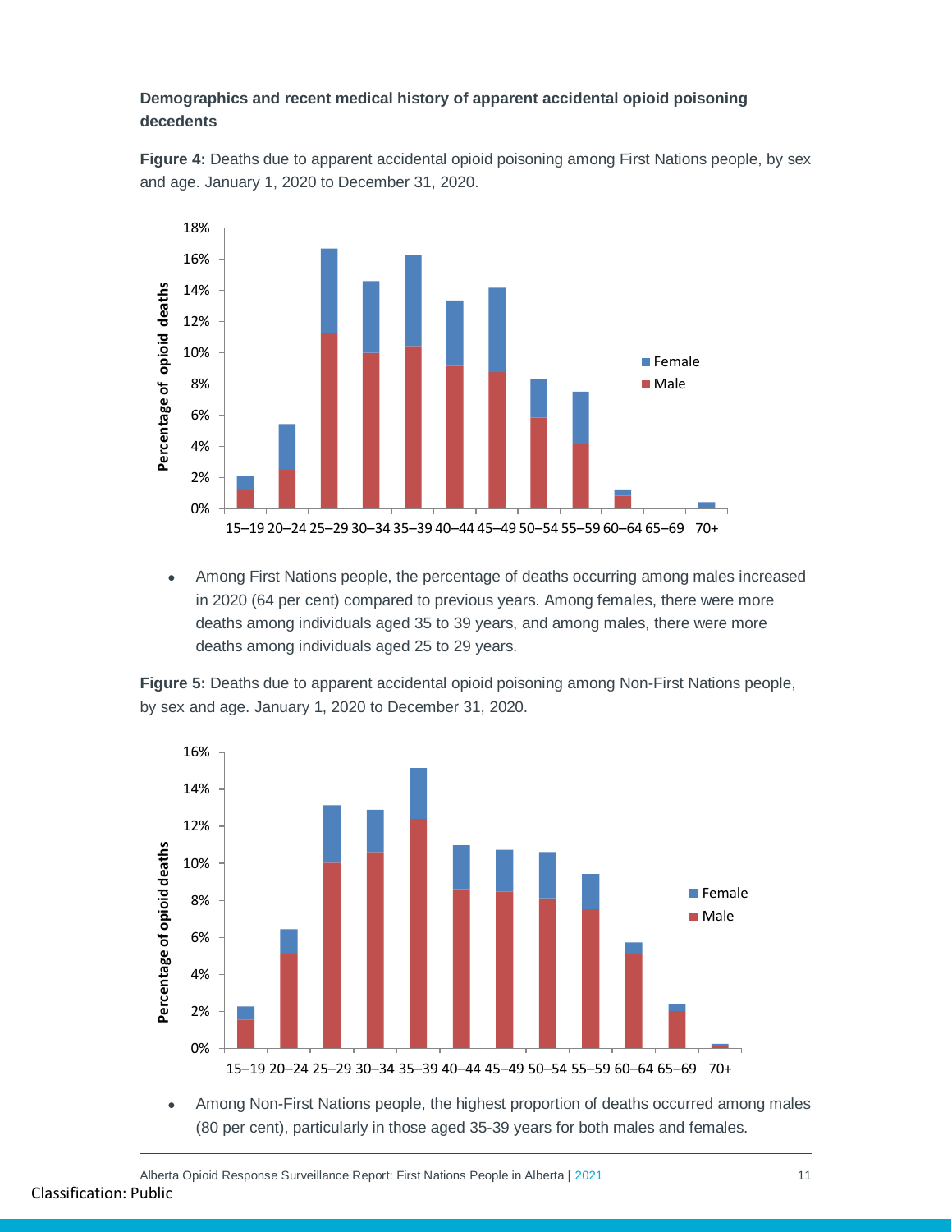**Demographics and recent medical history of apparent accidental opioid poisoning decedents**

**Figure 4:** Deaths due to apparent accidental opioid poisoning among First Nations people, by sex and age. January 1, 2020 to December 31, 2020.

- Among First Nations people, the percentage of deaths occurring among males increased in 2020 (64 per cent) compared to previous years. Among females, there were more deaths among individuals aged 35 to 39 years, and among males, there were more deaths among individuals aged 25 to 29 years.

**Figure 5:** Deaths due to apparent accidental opioid poisoning among Non-First Nations people, by sex and age. January 1, 2020 to December 31, 2020.

- Among Non-First Nations people, the highest proportion of deaths occurred among males (80 per cent), particularly in those aged 35-39 years for both males and females.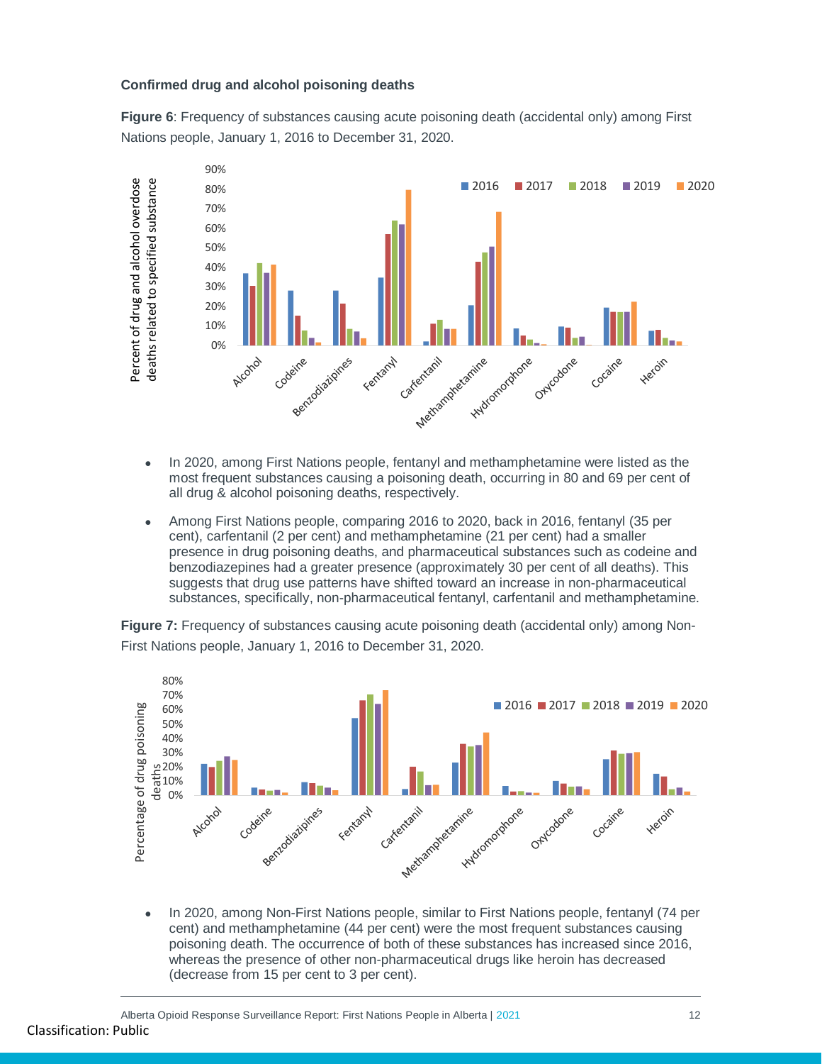**Confirmed drug and alcohol poisoning deaths**

**Figure 6**: Frequency of substances causing acute poisoning death (accidental only) among First Nations people, January 1, 2016 to December 31, 2020.

- In 2020, among First Nations people, fentanyl and methamphetamine were listed as the most frequent substances causing a poisoning death, occurring in 80 and 69 per cent of all drug & alcohol poisoning deaths, respectively.
- Among First Nations people, comparing 2016 to 2020, back in 2016, fentanyl (35 per cent), carfentanil (2 per cent) and methamphetamine (21 per cent) had a smaller presence in drug poisoning deaths, and pharmaceutical substances such as codeine and benzodiazepines had a greater presence (approximately 30 per cent of all deaths). This suggests that drug use patterns have shifted toward an increase in non-pharmaceutical substances, specifically, non-pharmaceutical fentanyl, carfentanil and methamphetamine.

**Figure 7:** Frequency of substances causing acute poisoning death (accidental only) among Non-First Nations people, January 1, 2016 to December 31, 2020.

- In 2020, among Non-First Nations people, similar to First Nations people, fentanyl (74 per cent) and methamphetamine (44 per cent) were the most frequent substances causing poisoning death. The occurrence of both of these substances has increased since 2016, whereas the presence of other non-pharmaceutical drugs like heroin has decreased (decrease from 15 per cent to 3 per cent).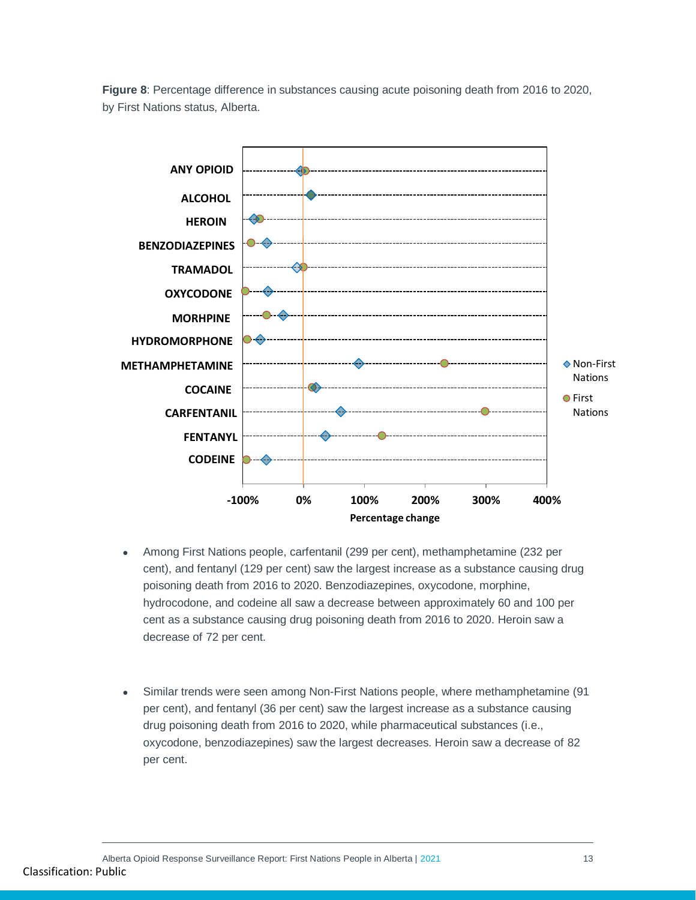**Figure 8**: Percentage difference in substances causing acute poisoning death from 2016 to 2020, by First Nations status, Alberta.

- Among First Nations people, carfentanil (299 per cent), methamphetamine (232 per cent), and fentanyl (129 per cent) saw the largest increase as a substance causing drug poisoning death from 2016 to 2020. Benzodiazepines, oxycodone, morphine, hydrocodone, and codeine all saw a decrease between approximately 60 and 100 per cent as a substance causing drug poisoning death from 2016 to 2020. Heroin saw a decrease of 72 per cent.

- Similar trends were seen among Non-First Nations people, where methamphetamine (91 per cent), and fentanyl (36 per cent) saw the largest increase as a substance causing drug poisoning death from 2016 to 2020, while pharmaceutical substances (i.e., oxycodone, benzodiazepines) saw the largest decreases. Heroin saw a decrease of 82 per cent.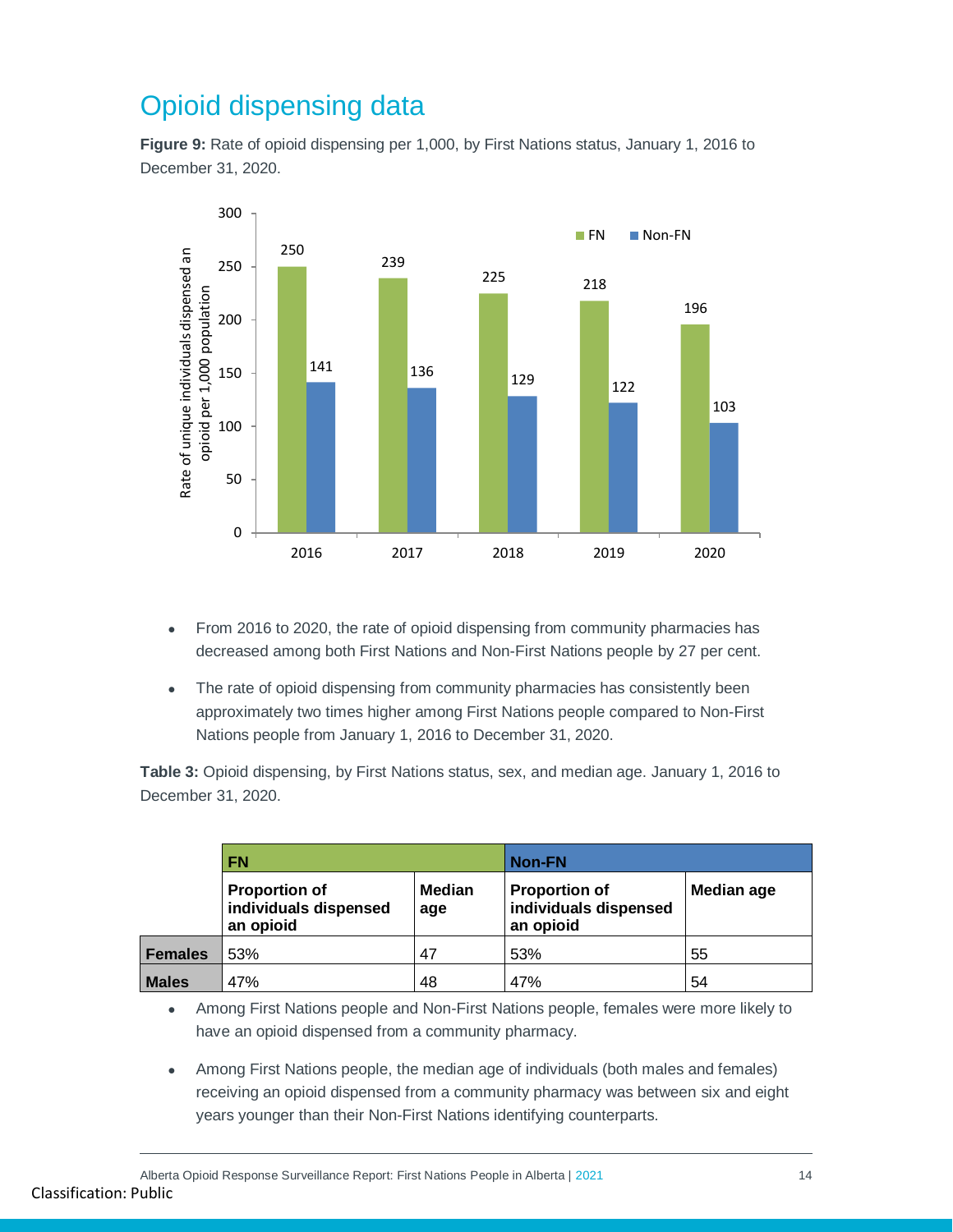## Opioid dispensing data

**Figure 9:** Rate of opioid dispensing per 1,000, by First Nations status, January 1, 2016 to December 31, 2020.

| Year | FN | Non-FN |
|---|---|---|
| 2016 | 250 | 141 |
| 2017 | 239 | 136 |
| 2018 | 225 | 129 |
| 2019 | 218 | 122 |
| 2020 | 196 | 103 |

- From 2016 to 2020, the rate of opioid dispensing from community pharmacies has decreased among both First Nations and Non-First Nations people by 27 per cent.
- The rate of opioid dispensing from community pharmacies has consistently been approximately two times higher among First Nations people compared to Non-First Nations people from January 1, 2016 to December 31, 2020.

**Table 3:** Opioid dispensing, by First Nations status, sex, and median age. January 1, 2016 to December 31, 2020.

| | **FN** | | **Non-FN** | |
|---|---|---|---|---|
| | **Proportion of individuals dispensed an opioid** | **Median age** | **Proportion of individuals dispensed an opioid** | **Median age** |
| **Females** | 53% | 47 | 53% | 55 |
| **Males** | 47% | 48 | 47% | 54 |

- Among First Nations people and Non-First Nations people, females were more likely to have an opioid dispensed from a community pharmacy.
- Among First Nations people, the median age of individuals (both males and females) receiving an opioid dispensed from a community pharmacy was between six and eight years younger than their Non-First Nations identifying counterparts.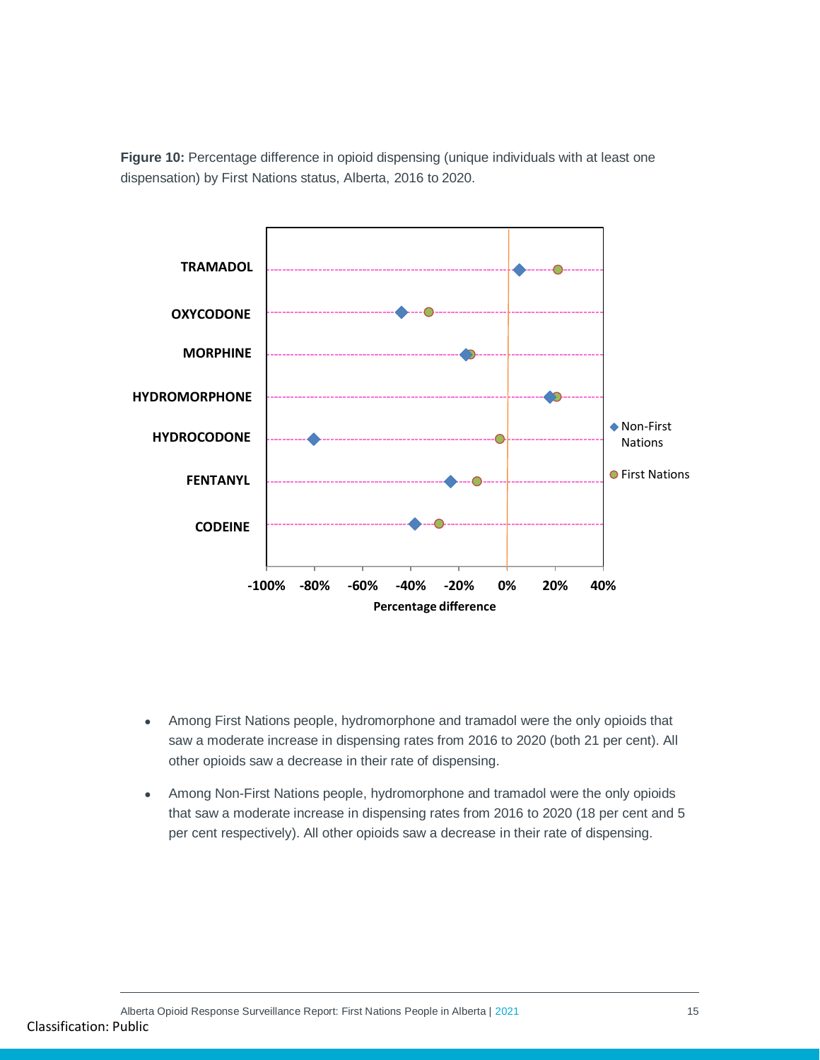**Figure 10:** Percentage difference in opioid dispensing (unique individuals with at least one dispensation) by First Nations status, Alberta, 2016 to 2020.

- Among First Nations people, hydromorphone and tramadol were the only opioids that saw a moderate increase in dispensing rates from 2016 to 2020 (both 21 per cent). All other opioids saw a decrease in their rate of dispensing.
- Among Non-First Nations people, hydromorphone and tramadol were the only opioids that saw a moderate increase in dispensing rates from 2016 to 2020 (18 per cent and 5 per cent respectively). All other opioids saw a decrease in their rate of dispensing.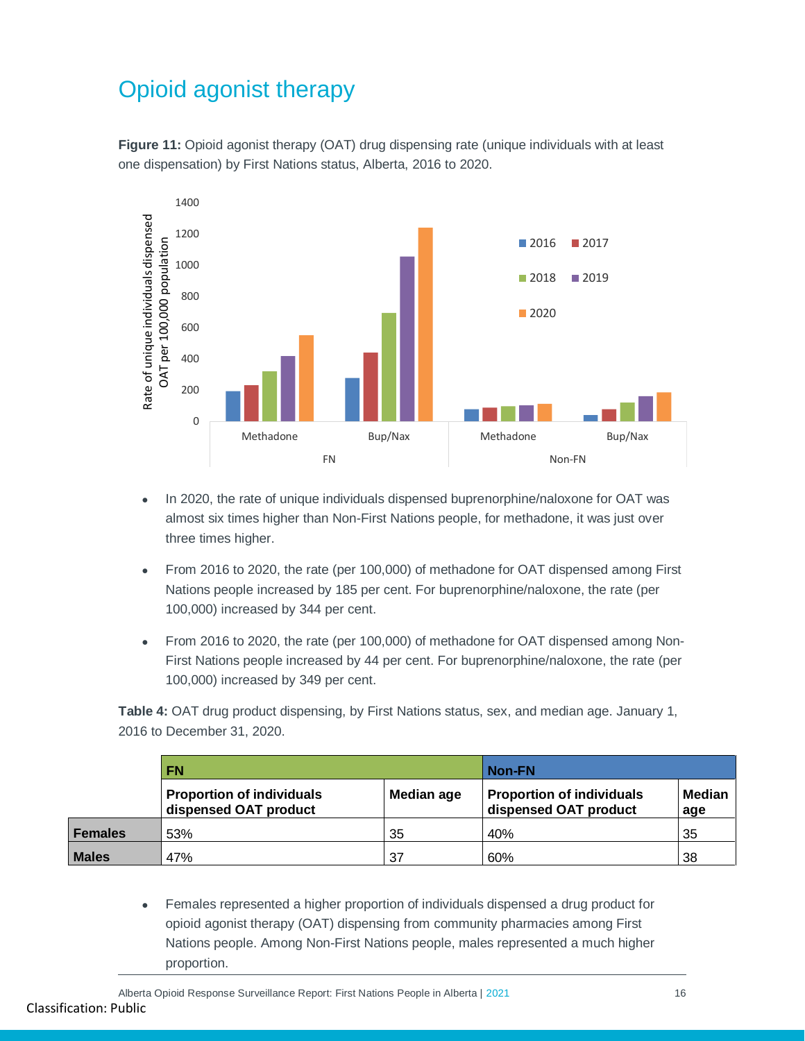# Opioid agonist therapy

**Figure 11:** Opioid agonist therapy (OAT) drug dispensing rate (unique individuals with at least one dispensation) by First Nations status, Alberta, 2016 to 2020.

- In 2020, the rate of unique individuals dispensed buprenorphine/naloxone for OAT was almost six times higher than Non-First Nations people, for methadone, it was just over three times higher.
- From 2016 to 2020, the rate (per 100,000) of methadone for OAT dispensed among First Nations people increased by 185 per cent. For buprenorphine/naloxone, the rate (per 100,000) increased by 344 per cent.
- From 2016 to 2020, the rate (per 100,000) of methadone for OAT dispensed among Non-First Nations people increased by 44 per cent. For buprenorphine/naloxone, the rate (per 100,000) increased by 349 per cent.

**Table 4:** OAT drug product dispensing, by First Nations status, sex, and median age. January 1, 2016 to December 31, 2020.

| | **FN** | | **Non-FN** | |
|---|---|---|---|---|
| | **Proportion of individuals dispensed OAT product** | **Median age** | **Proportion of individuals dispensed OAT product** | **Median age** |
| **Females** | 53% | 35 | 40% | 35 |
| **Males** | 47% | 37 | 60% | 38 |

- Females represented a higher proportion of individuals dispensed a drug product for opioid agonist therapy (OAT) dispensing from community pharmacies among First Nations people. Among Non-First Nations people, males represented a much higher proportion.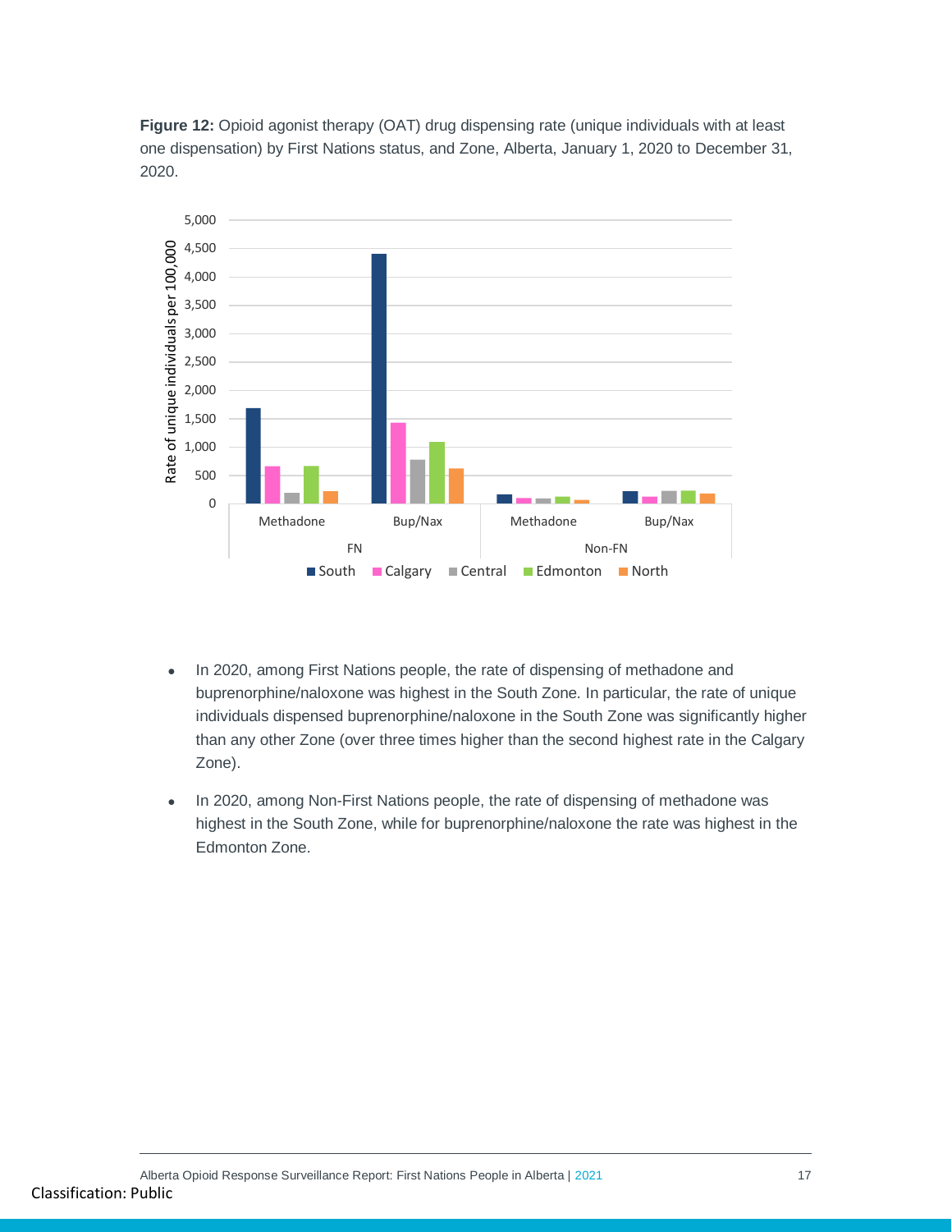**Figure 12:** Opioid agonist therapy (OAT) drug dispensing rate (unique individuals with at least one dispensation) by First Nations status, and Zone, Alberta, January 1, 2020 to December 31, 2020.

- In 2020, among First Nations people, the rate of dispensing of methadone and buprenorphine/naloxone was highest in the South Zone. In particular, the rate of unique individuals dispensed buprenorphine/naloxone in the South Zone was significantly higher than any other Zone (over three times higher than the second highest rate in the Calgary Zone).
- In 2020, among Non-First Nations people, the rate of dispensing of methadone was highest in the South Zone, while for buprenorphine/naloxone the rate was highest in the Edmonton Zone.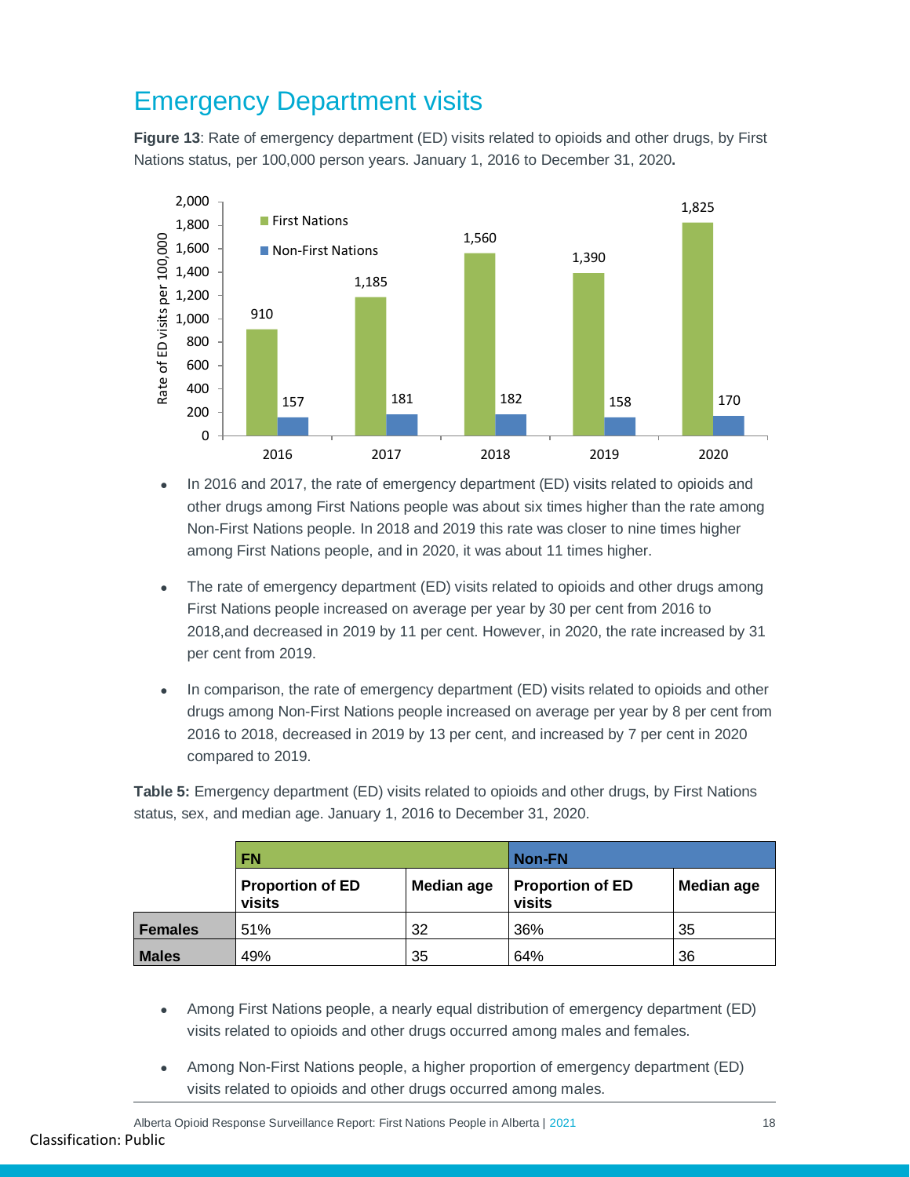# Emergency Department visits

**Figure 13**: Rate of emergency department (ED) visits related to opioids and other drugs, by First Nations status, per 100,000 person years. January 1, 2016 to December 31, 2020**.**

| Year | First Nations | Non-First Nations |
|---|---|---|
| 2016 | 910 | 157 |
| 2017 | 1,185 | 181 |
| 2018 | 1,560 | 182 |
| 2019 | 1,390 | 158 |
| 2020 | 1,825 | 170 |

- In 2016 and 2017, the rate of emergency department (ED) visits related to opioids and other drugs among First Nations people was about six times higher than the rate among Non-First Nations people. In 2018 and 2019 this rate was closer to nine times higher among First Nations people, and in 2020, it was about 11 times higher.

- The rate of emergency department (ED) visits related to opioids and other drugs among First Nations people increased on average per year by 30 per cent from 2016 to 2018,and decreased in 2019 by 11 per cent. However, in 2020, the rate increased by 31 per cent from 2019.

- In comparison, the rate of emergency department (ED) visits related to opioids and other drugs among Non-First Nations people increased on average per year by 8 per cent from 2016 to 2018, decreased in 2019 by 13 per cent, and increased by 7 per cent in 2020 compared to 2019.

**Table 5:** Emergency department (ED) visits related to opioids and other drugs, by First Nations status, sex, and median age. January 1, 2016 to December 31, 2020.

| | FN | | Non-FN | |
|---|---|---|---|---|
| | **Proportion of ED visits** | **Median age** | **Proportion of ED visits** | **Median age** |
| **Females** | 51% | 32 | 36% | 35 |
| **Males** | 49% | 35 | 64% | 36 |

- Among First Nations people, a nearly equal distribution of emergency department (ED) visits related to opioids and other drugs occurred among males and females.

- Among Non-First Nations people, a higher proportion of emergency department (ED) visits related to opioids and other drugs occurred among males.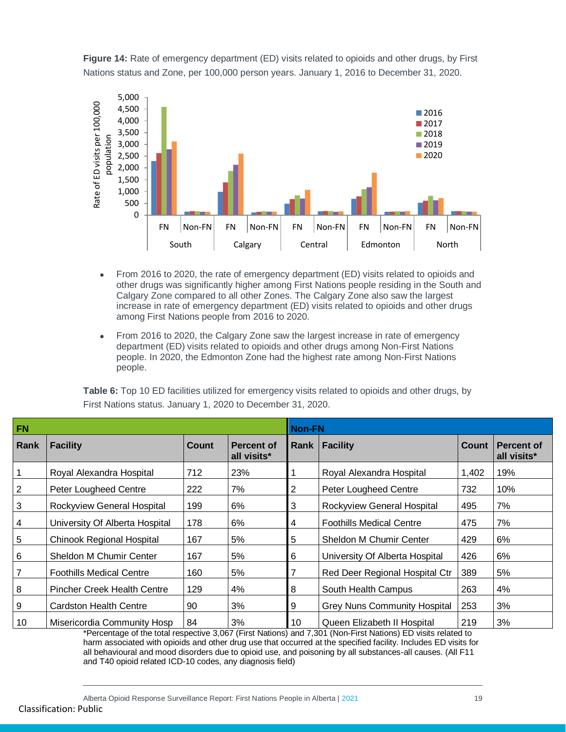**Figure 14:** Rate of emergency department (ED) visits related to opioids and other drugs, by First Nations status and Zone, per 100,000 person years. January 1, 2016 to December 31, 2020.

- From 2016 to 2020, the rate of emergency department (ED) visits related to opioids and other drugs was significantly higher among First Nations people residing in the South and Calgary Zone compared to all other Zones. The Calgary Zone also saw the largest increase in rate of emergency department (ED) visits related to opioids and other drugs among First Nations people from 2016 to 2020.
- From 2016 to 2020, the Calgary Zone saw the largest increase in rate of emergency department (ED) visits related to opioids and other drugs among Non-First Nations people. In 2020, the Edmonton Zone had the highest rate among Non-First Nations people.

**Table 6:** Top 10 ED facilities utilized for emergency visits related to opioids and other drugs, by First Nations status. January 1, 2020 to December 31, 2020.

| FN | | | | Non-FN | | | |
|---|---|---|---|---|---|---|---|
| **Rank** | **Facility** | **Count** | **Percent of all visits*** | **Rank** | **Facility** | **Count** | **Percent of all visits*** |
| 1 | Royal Alexandra Hospital | 712 | 23% | 1 | Royal Alexandra Hospital | 1,402 | 19% |
| 2 | Peter Lougheed Centre | 222 | 7% | 2 | Peter Lougheed Centre | 732 | 10% |
| 3 | Rockyview General Hospital | 199 | 6% | 3 | Rockyview General Hospital | 495 | 7% |
| 4 | University Of Alberta Hospital | 178 | 6% | 4 | Foothills Medical Centre | 475 | 7% |
| 5 | Chinook Regional Hospital | 167 | 5% | 5 | Sheldon M Chumir Center | 429 | 6% |
| 6 | Sheldon M Chumir Center | 167 | 5% | 6 | University Of Alberta Hospital | 426 | 6% |
| 7 | Foothills Medical Centre | 160 | 5% | 7 | Red Deer Regional Hospital Ctr | 389 | 5% |
| 8 | Pincher Creek Health Centre | 129 | 4% | 8 | South Health Campus | 263 | 4% |
| 9 | Cardston Health Centre | 90 | 3% | 9 | Grey Nuns Community Hospital | 253 | 3% |
| 10 | Misericordia Community Hosp | 84 | 3% | 10 | Queen Elizabeth II Hospital | 219 | 3% |

*Percentage of the total respective 3,067 (First Nations) and 7,301 (Non-First Nations) ED visits related to harm associated with opioids and other drug use that occurred at the specified facility. Includes ED visits for all behavioural and mood disorders due to opioid use, and poisoning by all substances-all causes. (All F11 and T40 opioid related ICD-10 codes, any diagnosis field)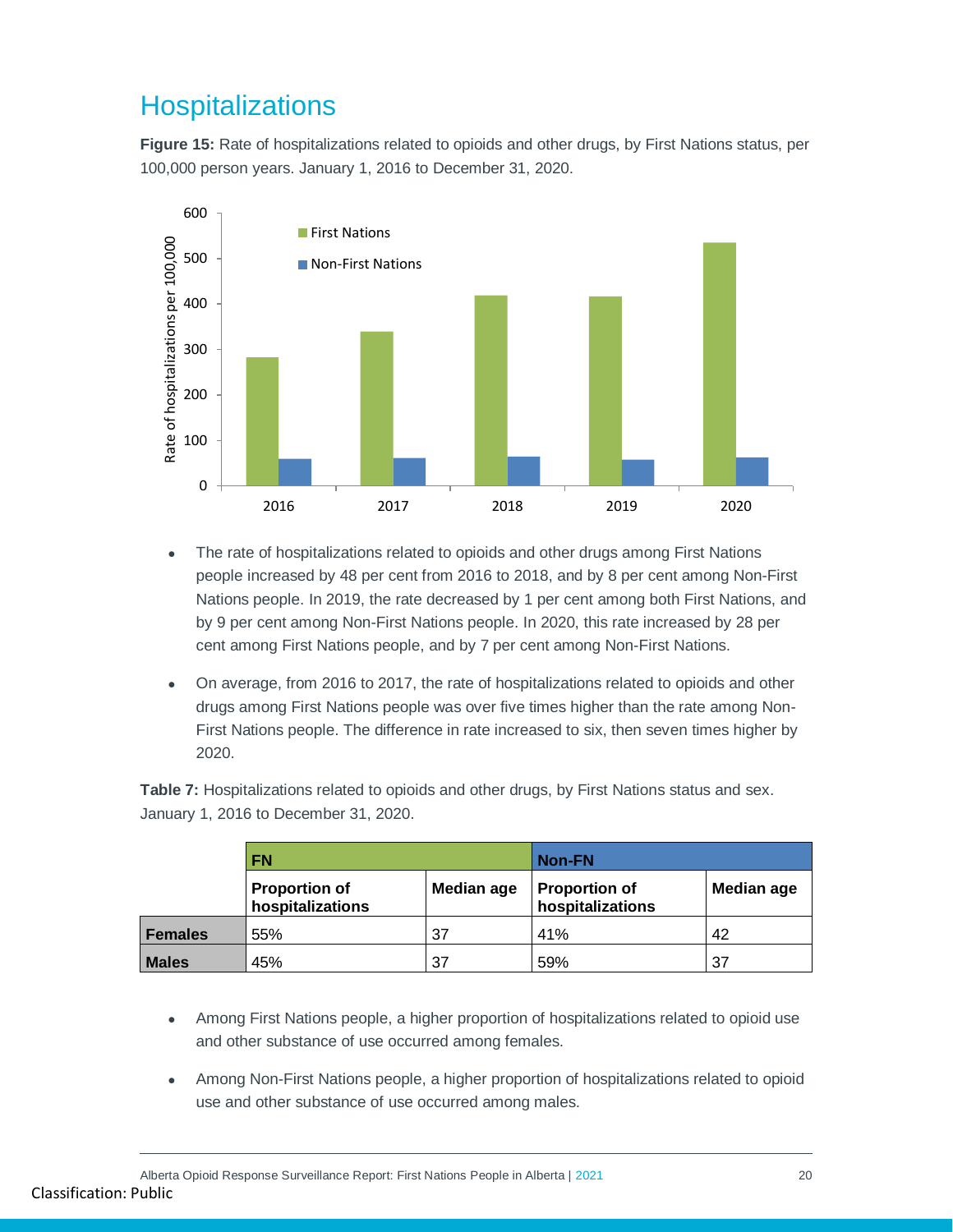## Hospitalizations

**Figure 15:** Rate of hospitalizations related to opioids and other drugs, by First Nations status, per 100,000 person years. January 1, 2016 to December 31, 2020.

- The rate of hospitalizations related to opioids and other drugs among First Nations people increased by 48 per cent from 2016 to 2018, and by 8 per cent among Non-First Nations people. In 2019, the rate decreased by 1 per cent among both First Nations, and by 9 per cent among Non-First Nations people. In 2020, this rate increased by 28 per cent among First Nations people, and by 7 per cent among Non-First Nations.
- On average, from 2016 to 2017, the rate of hospitalizations related to opioids and other drugs among First Nations people was over five times higher than the rate among Non-First Nations people. The difference in rate increased to six, then seven times higher by 2020.

**Table 7:** Hospitalizations related to opioids and other drugs, by First Nations status and sex. January 1, 2016 to December 31, 2020.

| | FN | | Non-FN | |
|---|---|---|---|---|
| | **Proportion of hospitalizations** | **Median age** | **Proportion of hospitalizations** | **Median age** |
| **Females** | 55% | 37 | 41% | 42 |
| **Males** | 45% | 37 | 59% | 37 |

- Among First Nations people, a higher proportion of hospitalizations related to opioid use and other substance of use occurred among females.
- Among Non-First Nations people, a higher proportion of hospitalizations related to opioid use and other substance of use occurred among males.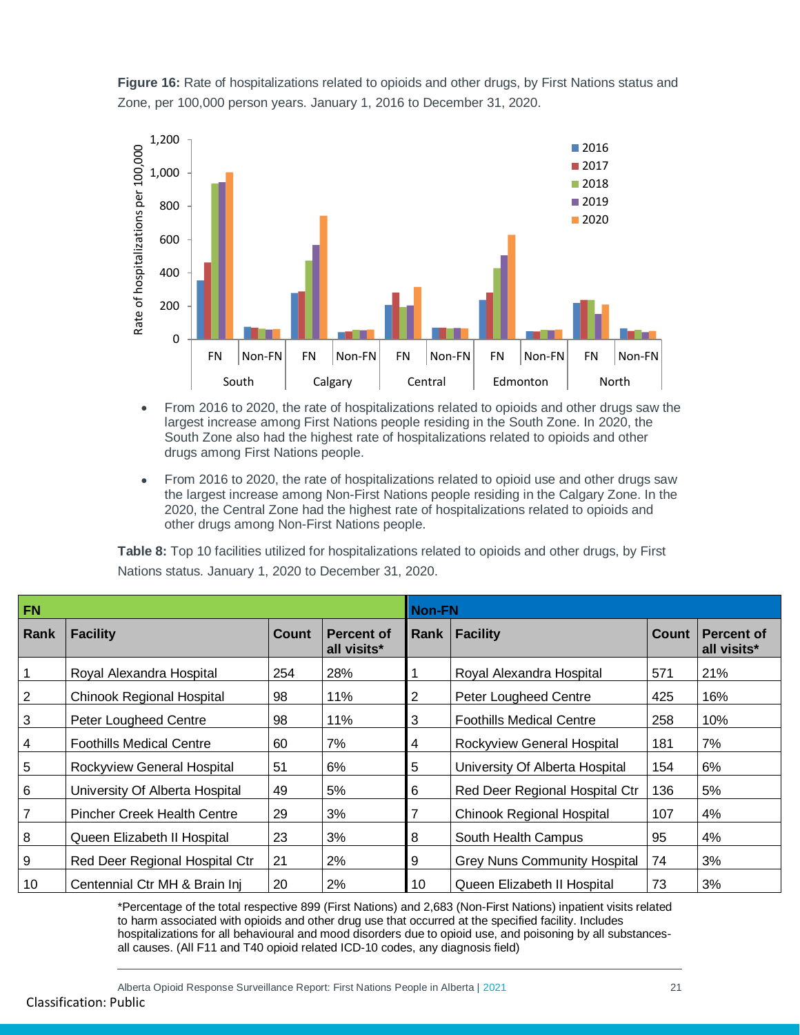**Figure 16:** Rate of hospitalizations related to opioids and other drugs, by First Nations status and Zone, per 100,000 person years. January 1, 2016 to December 31, 2020.

- From 2016 to 2020, the rate of hospitalizations related to opioids and other drugs saw the largest increase among First Nations people residing in the South Zone. In 2020, the South Zone also had the highest rate of hospitalizations related to opioids and other drugs among First Nations people.
- From 2016 to 2020, the rate of hospitalizations related to opioid use and other drugs saw the largest increase among Non-First Nations people residing in the Calgary Zone. In the 2020, the Central Zone had the highest rate of hospitalizations related to opioids and other drugs among Non-First Nations people.

**Table 8:** Top 10 facilities utilized for hospitalizations related to opioids and other drugs, by First Nations status. January 1, 2020 to December 31, 2020.

| FN | | | | Non-FN | | | |
|---|---|---|---|---|---|---|---|
| **Rank** | **Facility** | **Count** | **Percent of all visits*** | **Rank** | **Facility** | **Count** | **Percent of all visits*** |
| 1 | Royal Alexandra Hospital | 254 | 28% | 1 | Royal Alexandra Hospital | 571 | 21% |
| 2 | Chinook Regional Hospital | 98 | 11% | 2 | Peter Lougheed Centre | 425 | 16% |
| 3 | Peter Lougheed Centre | 98 | 11% | 3 | Foothills Medical Centre | 258 | 10% |
| 4 | Foothills Medical Centre | 60 | 7% | 4 | Rockyview General Hospital | 181 | 7% |
| 5 | Rockyview General Hospital | 51 | 6% | 5 | University Of Alberta Hospital | 154 | 6% |
| 6 | University Of Alberta Hospital | 49 | 5% | 6 | Red Deer Regional Hospital Ctr | 136 | 5% |
| 7 | Pincher Creek Health Centre | 29 | 3% | 7 | Chinook Regional Hospital | 107 | 4% |
| 8 | Queen Elizabeth II Hospital | 23 | 3% | 8 | South Health Campus | 95 | 4% |
| 9 | Red Deer Regional Hospital Ctr | 21 | 2% | 9 | Grey Nuns Community Hospital | 74 | 3% |
| 10 | Centennial Ctr MH & Brain Inj | 20 | 2% | 10 | Queen Elizabeth II Hospital | 73 | 3% |

*Percentage of the total respective 899 (First Nations) and 2,683 (Non-First Nations) inpatient visits related to harm associated with opioids and other drug use that occurred at the specified facility. Includes hospitalizations for all behavioural and mood disorders due to opioid use, and poisoning by all substances-all causes. (All F11 and T40 opioid related ICD-10 codes, any diagnosis field)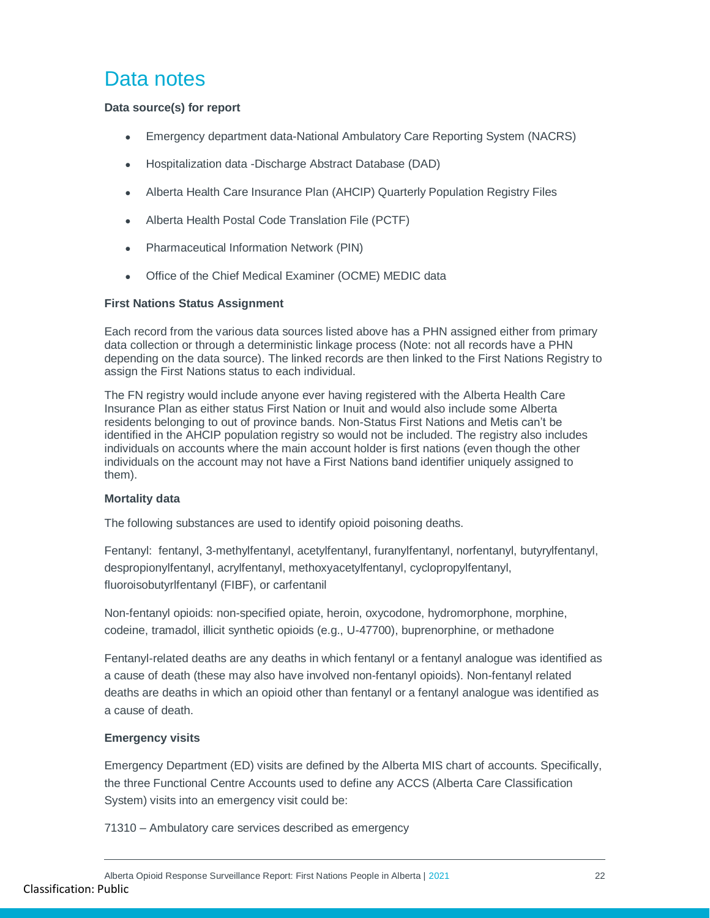# Data notes

**Data source(s) for report**

- Emergency department data-National Ambulatory Care Reporting System (NACRS)
- Hospitalization data -Discharge Abstract Database (DAD)
- Alberta Health Care Insurance Plan (AHCIP) Quarterly Population Registry Files
- Alberta Health Postal Code Translation File (PCTF)
- Pharmaceutical Information Network (PIN)
- Office of the Chief Medical Examiner (OCME) MEDIC data

**First Nations Status Assignment**

Each record from the various data sources listed above has a PHN assigned either from primary data collection or through a deterministic linkage process (Note: not all records have a PHN depending on the data source). The linked records are then linked to the First Nations Registry to assign the First Nations status to each individual.

The FN registry would include anyone ever having registered with the Alberta Health Care Insurance Plan as either status First Nation or Inuit and would also include some Alberta residents belonging to out of province bands. Non-Status First Nations and Metis can't be identified in the AHCIP population registry so would not be included. The registry also includes individuals on accounts where the main account holder is first nations (even though the other individuals on the account may not have a First Nations band identifier uniquely assigned to them).

**Mortality data**

The following substances are used to identify opioid poisoning deaths.

Fentanyl: fentanyl, 3-methylfentanyl, acetylfentanyl, furanylfentanyl, norfentanyl, butyrylfentanyl, despropionylfentanyl, acrylfentanyl, methoxyacetylfentanyl, cyclopropylfentanyl, fluoroisobutyrlfentanyl (FIBF), or carfentanil

Non-fentanyl opioids: non-specified opiate, heroin, oxycodone, hydromorphone, morphine, codeine, tramadol, illicit synthetic opioids (e.g., U-47700), buprenorphine, or methadone

Fentanyl-related deaths are any deaths in which fentanyl or a fentanyl analogue was identified as a cause of death (these may also have involved non-fentanyl opioids). Non-fentanyl related deaths are deaths in which an opioid other than fentanyl or a fentanyl analogue was identified as a cause of death.

**Emergency visits**

Emergency Department (ED) visits are defined by the Alberta MIS chart of accounts. Specifically, the three Functional Centre Accounts used to define any ACCS (Alberta Care Classification System) visits into an emergency visit could be:

71310 – Ambulatory care services described as emergency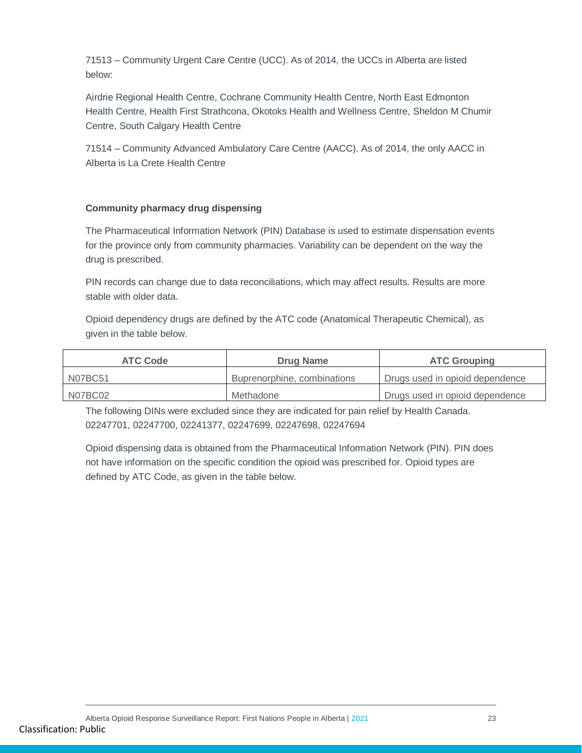71513 – Community Urgent Care Centre (UCC). As of 2014, the UCCs in Alberta are listed below:

Airdrie Regional Health Centre, Cochrane Community Health Centre, North East Edmonton Health Centre, Health First Strathcona, Okotoks Health and Wellness Centre, Sheldon M Chumir Centre, South Calgary Health Centre

71514 – Community Advanced Ambulatory Care Centre (AACC). As of 2014, the only AACC in Alberta is La Crete Health Centre

**Community pharmacy drug dispensing**

The Pharmaceutical Information Network (PIN) Database is used to estimate dispensation events for the province only from community pharmacies. Variability can be dependent on the way the drug is prescribed.

PIN records can change due to data reconciliations, which may affect results. Results are more stable with older data.

Opioid dependency drugs are defined by the ATC code (Anatomical Therapeutic Chemical), as given in the table below.

| ATC Code | Drug Name | ATC Grouping |
| --- | --- | --- |
| N07BC51 | Buprenorphine, combinations | Drugs used in opioid dependence |
| N07BC02 | Methadone | Drugs used in opioid dependence |

The following DINs were excluded since they are indicated for pain relief by Health Canada. 02247701, 02247700, 02241377, 02247699, 02247698, 02247694

Opioid dispensing data is obtained from the Pharmaceutical Information Network (PIN). PIN does not have information on the specific condition the opioid was prescribed for. Opioid types are defined by ATC Code, as given in the table below.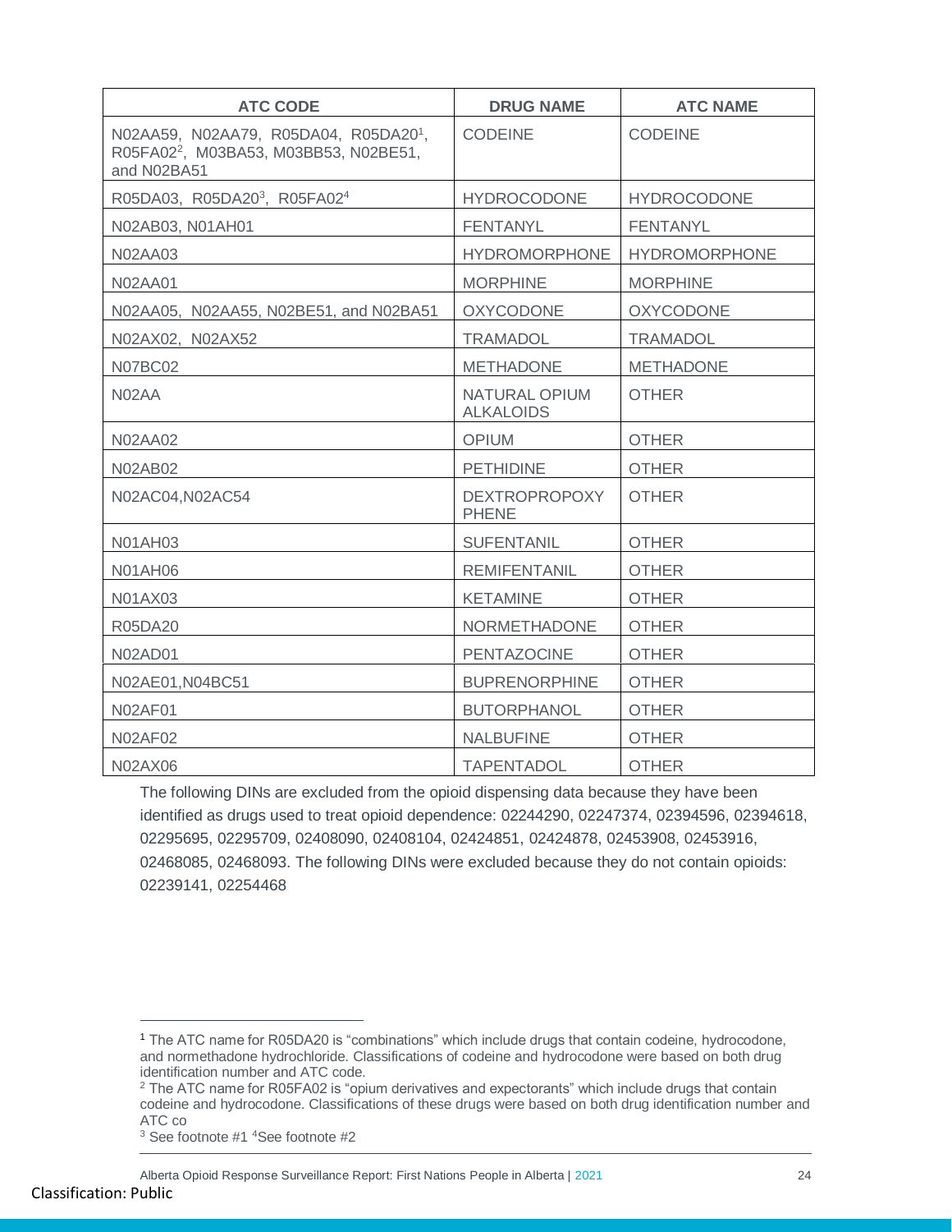| ATC CODE | DRUG NAME | ATC NAME |
| --- | --- | --- |
| N02AA59, N02AA79, R05DA04, R05DA20[1], R05FA02[2], M03BA53, M03BB53, N02BE51, and N02BA51 | CODEINE | CODEINE |
| R05DA03, R05DA20[3], R05FA02[4] | HYDROCODONE | HYDROCODONE |
| N02AB03, N01AH01 | FENTANYL | FENTANYL |
| N02AA03 | HYDROMORPHONE | HYDROMORPHONE |
| N02AA01 | MORPHINE | MORPHINE |
| N02AA05, N02AA55, N02BE51, and N02BA51 | OXYCODONE | OXYCODONE |
| N02AX02, N02AX52 | TRAMADOL | TRAMADOL |
| N07BC02 | METHADONE | METHADONE |
| N02AA | NATURAL OPIUM ALKALOIDS | OTHER |
| N02AA02 | OPIUM | OTHER |
| N02AB02 | PETHIDINE | OTHER |
| N02AC04,N02AC54 | DEXTROPROPOXY PHENE | OTHER |
| N01AH03 | SUFENTANIL | OTHER |
| N01AH06 | REMIFENTANIL | OTHER |
| N01AX03 | KETAMINE | OTHER |
| R05DA20 | NORMETHADONE | OTHER |
| N02AD01 | PENTAZOCINE | OTHER |
| N02AE01,N04BC51 | BUPRENORPHINE | OTHER |
| N02AF01 | BUTORPHANOL | OTHER |
| N02AF02 | NALBUFINE | OTHER |
| N02AX06 | TAPENTADOL | OTHER |

The following DINs are excluded from the opioid dispensing data because they have been identified as drugs used to treat opioid dependence: 02244290, 02247374, 02394596, 02394618, 02295695, 02295709, 02408090, 02408104, 02424851, 02424878, 02453908, 02453916, 02468085, 02468093. The following DINs were excluded because they do not contain opioids: 02239141, 02254468

[1] The ATC name for R05DA20 is "combinations" which include drugs that contain codeine, hydrocodone, and normethadone hydrochloride. Classifications of codeine and hydrocodone were based on both drug identification number and ATC code.

[2] The ATC name for R05FA02 is "opium derivatives and expectorants" which include drugs that contain codeine and hydrocodone. Classifications of these drugs were based on both drug identification number and ATC co

[3] See footnote #1 [4]See footnote #2